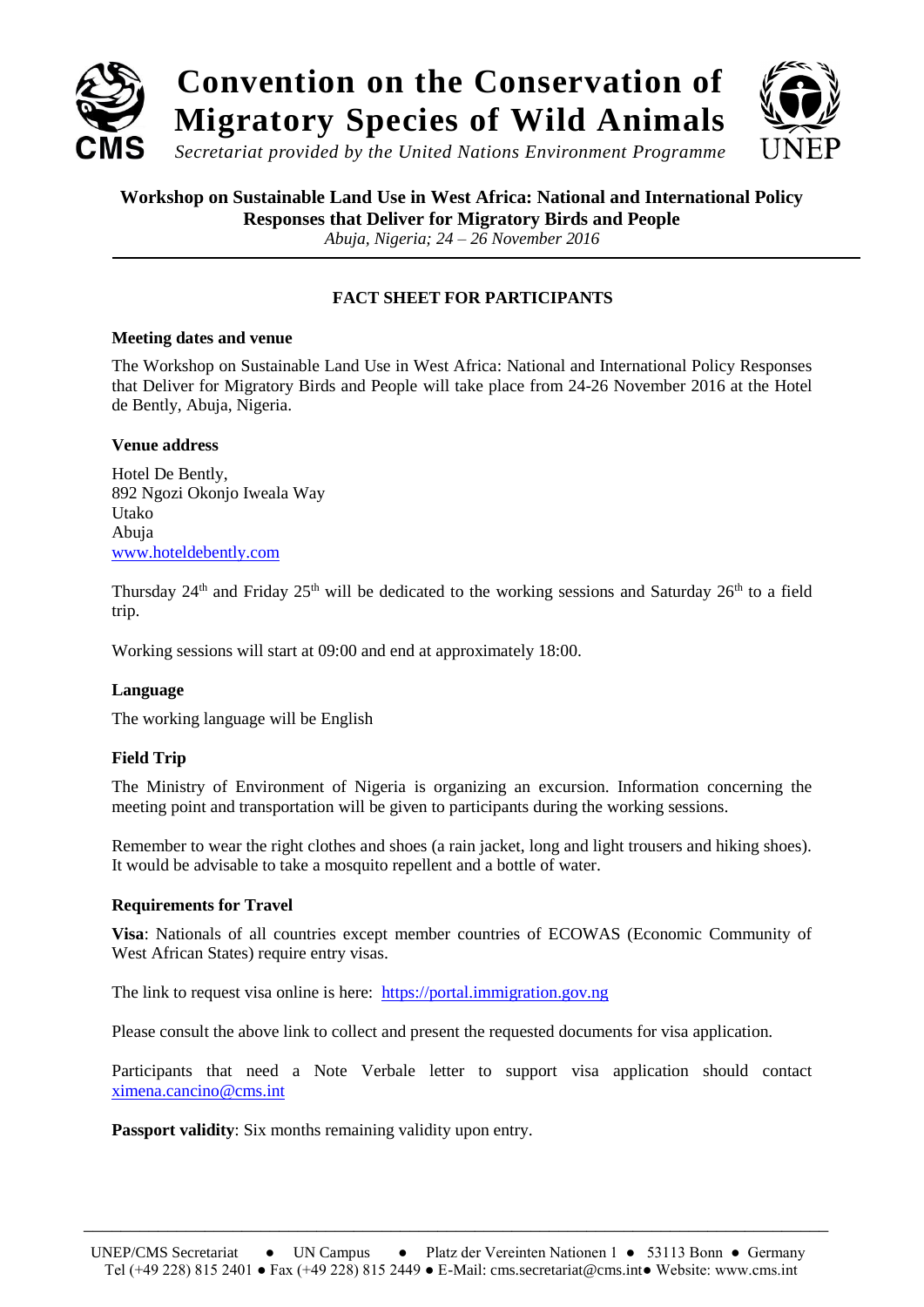# Convention on the Conservation of Migratory Species of Wild Animals

*Secretariat provided by the United Nations Environment Programme*

**Workshop on Sustainable Land Use in West Africa: National and International Policy Responses that Deliver for Migratory Birds and People**

*Abuja, Nigeria; 24 – 26 November 2016*

## FACT SHEET FOR PARTICIPANTS

### Meeting dates and venue

The Workshop on Sustainable Land Use in West Africa: National and International Policy Responses that Deliver for Migratory Birds and People will take place from 24-26 November 2016 at the Hotel de Bently, Abuja, Nigeria.

### Venue address

Hotel De Bently,
892 Ngozi Okonjo Iweala Way
Utako
Abuja
www.hoteldebently.com

Thursday 24th and Friday 25th will be dedicated to the working sessions and Saturday 26th to a field trip.

Working sessions will start at 09:00 and end at approximately 18:00.

### Language

The working language will be English

### Field Trip

The Ministry of Environment of Nigeria is organizing an excursion. Information concerning the meeting point and transportation will be given to participants during the working sessions.

Remember to wear the right clothes and shoes (a rain jacket, long and light trousers and hiking shoes). It would be advisable to take a mosquito repellent and a bottle of water.

### Requirements for Travel

**Visa**: Nationals of all countries except member countries of ECOWAS (Economic Community of West African States) require entry visas.

The link to request visa online is here: https://portal.immigration.gov.ng

Please consult the above link to collect and present the requested documents for visa application.

Participants that need a Note Verbale letter to support visa application should contact ximena.cancino@cms.int

**Passport validity**: Six months remaining validity upon entry.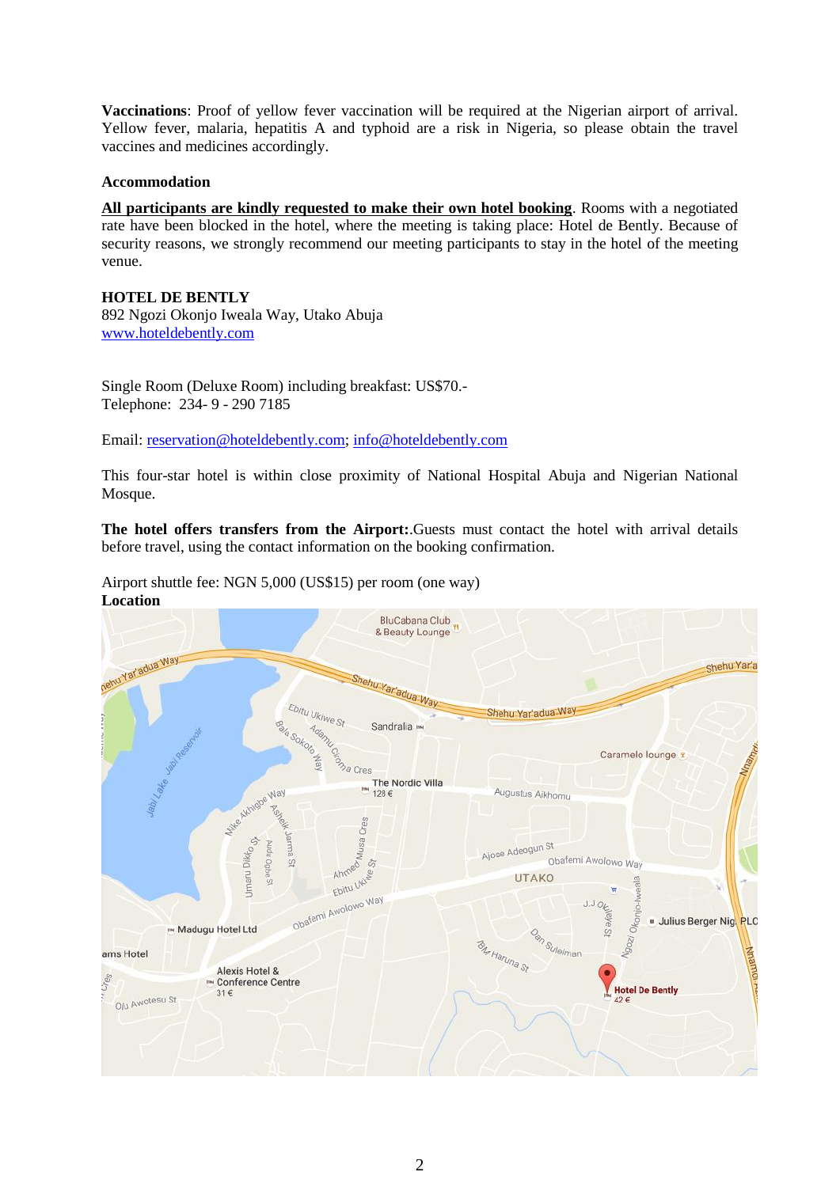**Vaccinations**: Proof of yellow fever vaccination will be required at the Nigerian airport of arrival. Yellow fever, malaria, hepatitis A and typhoid are a risk in Nigeria, so please obtain the travel vaccines and medicines accordingly.

**Accommodation**

**All participants are kindly requested to make their own hotel booking**. Rooms with a negotiated rate have been blocked in the hotel, where the meeting is taking place: Hotel de Bently. Because of security reasons, we strongly recommend our meeting participants to stay in the hotel of the meeting venue.

**HOTEL DE BENTLY**
892 Ngozi Okonjo Iweala Way, Utako Abuja
www.hoteldebently.com

Single Room (Deluxe Room) including breakfast: US$70.-
Telephone: 234- 9 - 290 7185

Email: reservation@hoteldebently.com; info@hoteldebently.com

This four-star hotel is within close proximity of National Hospital Abuja and Nigerian National Mosque.

**The hotel offers transfers from the Airport:**.Guests must contact the hotel with arrival details before travel, using the contact information on the booking confirmation.

Airport shuttle fee: NGN 5,000 (US$15) per room (one way)

**Location**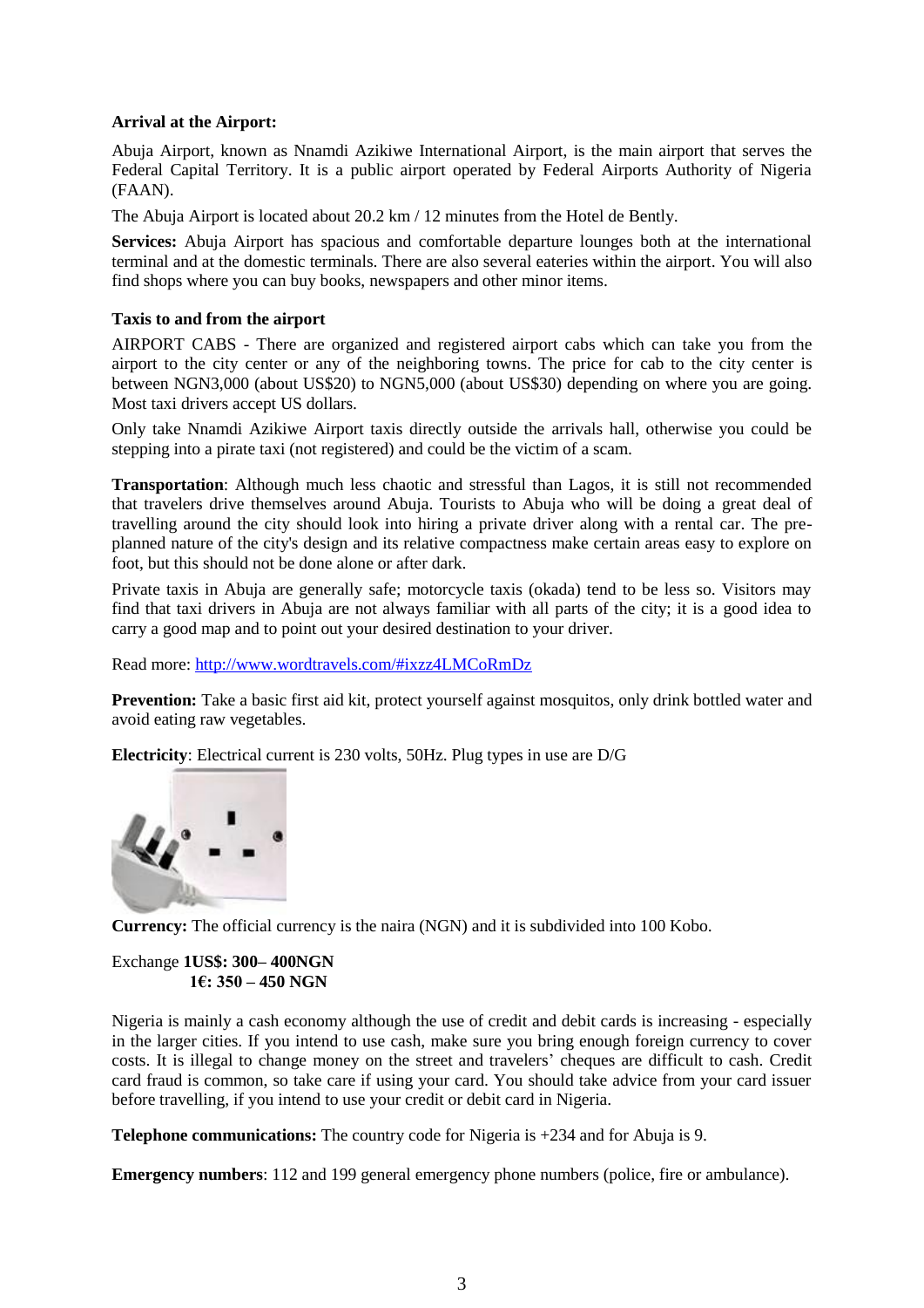**Arrival at the Airport:**

Abuja Airport, known as Nnamdi Azikiwe International Airport, is the main airport that serves the Federal Capital Territory. It is a public airport operated by Federal Airports Authority of Nigeria (FAAN).

The Abuja Airport is located about 20.2 km / 12 minutes from the Hotel de Bently.

**Services:** Abuja Airport has spacious and comfortable departure lounges both at the international terminal and at the domestic terminals. There are also several eateries within the airport. You will also find shops where you can buy books, newspapers and other minor items.

**Taxis to and from the airport**

AIRPORT CABS - There are organized and registered airport cabs which can take you from the airport to the city center or any of the neighboring towns. The price for cab to the city center is between NGN3,000 (about US$20) to NGN5,000 (about US$30) depending on where you are going. Most taxi drivers accept US dollars.

Only take Nnamdi Azikiwe Airport taxis directly outside the arrivals hall, otherwise you could be stepping into a pirate taxi (not registered) and could be the victim of a scam.

**Transportation**: Although much less chaotic and stressful than Lagos, it is still not recommended that travelers drive themselves around Abuja. Tourists to Abuja who will be doing a great deal of travelling around the city should look into hiring a private driver along with a rental car. The pre-planned nature of the city's design and its relative compactness make certain areas easy to explore on foot, but this should not be done alone or after dark.

Private taxis in Abuja are generally safe; motorcycle taxis (okada) tend to be less so. Visitors may find that taxi drivers in Abuja are not always familiar with all parts of the city; it is a good idea to carry a good map and to point out your desired destination to your driver.

Read more: [http://www.wordtravels.com/#ixzz4LMCoRmDz](http://www.wordtravels.com/#ixzz4LMCoRmDz)

**Prevention:** Take a basic first aid kit, protect yourself against mosquitos, only drink bottled water and avoid eating raw vegetables.

**Electricity**: Electrical current is 230 volts, 50Hz. Plug types in use are D/G

**Currency:** The official currency is the naira (NGN) and it is subdivided into 100 Kobo.

Exchange **1US$: 300– 400NGN**
**1€: 350 – 450 NGN**

Nigeria is mainly a cash economy although the use of credit and debit cards is increasing - especially in the larger cities. If you intend to use cash, make sure you bring enough foreign currency to cover costs. It is illegal to change money on the street and travelers' cheques are difficult to cash. Credit card fraud is common, so take care if using your card. You should take advice from your card issuer before travelling, if you intend to use your credit or debit card in Nigeria.

**Telephone communications:** The country code for Nigeria is +234 and for Abuja is 9.

**Emergency numbers**: 112 and 199 general emergency phone numbers (police, fire or ambulance).